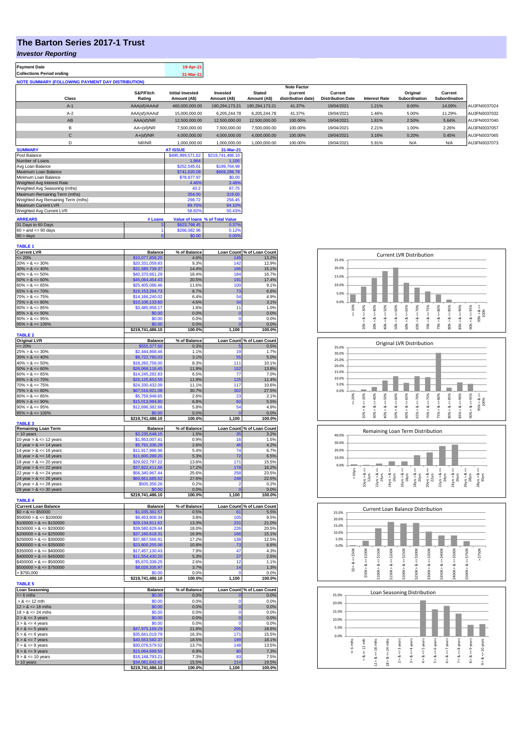# The Barton Series 2017-1 Trust

## *Investor Reporting*

| Payment Date | 19-Apr-21 |
|---|---|
| Collections Period ending | 31-Mar-21 |

**NOTE SUMMARY (FOLLOWING PAYMENT DAY DISTRIBUTION)**

| Class | S&P/Fitch Rating | Initial Invested Amount (A$) | Invested Amount (A$) | Stated Amount (A$) | Note Factor (current distribution date) | Current Distribution Date | Interest Rate | Original Subordination | Current Subordination | |
|---|---|---|---|---|---|---|---|---|---|---|
| A-1 | AAA(sf)/AAAsf | 460,000,000.00 | 190,294,173.21 | 190,294,173.21 | 41.37% | 19/04/2021 | 1.21% | 8.00% | 14.09% | AU3FN0037024 |
| A-2 | AAA(sf)/AAAsf | 15,000,000.00 | 6,205,244.78 | 6,205,244.78 | 41.37% | 19/04/2021 | 1.46% | 5.00% | 11.29% | AU3FN0037032 |
| AB | AAA(sf)/NR | 12,500,000.00 | 12,500,000.00 | 12,500,000.00 | 100.00% | 19/04/2021 | 1.81% | 2.50% | 5.64% | AU3FN0037040 |
| B | AA+(sf)/NR | 7,500,000.00 | 7,500,000.00 | 7,500,000.00 | 100.00% | 19/04/2021 | 2.21% | 1.00% | 2.26% | AU3FN0037057 |
| C | A+(sf)/NR | 4,000,000.00 | 4,000,000.00 | 4,000,000.00 | 100.00% | 19/04/2021 | 3.16% | 0.20% | 0.45% | AU3FN0037065 |
| D | NR/NR | 1,000,000.00 | 1,000,000.00 | 1,000,000.00 | 100.00% | 19/04/2021 | 5.91% | N/A | N/A | AU3FN0037073 |

| SUMMARY | AT ISSUE | 31-Mar-21 |
|---|---|---|
| Pool Balance | $495,999,571.62 | $219,741,486.10 |
| Number of Loans | 1,964 | 1,100 |
| Avg Loan Balance | $252,545.61 | $199,764.99 |
| Maximum Loan Balance | $741,620.09 | $669,288.78 |
| Minimum Loan Balance | $78,877.97 | $0.00 |
| Weighted Avg Interest Rate | 4.46% | 3.48% |
| Weighted Avg Seasoning (mths) | 43.2 | 87.75 |
| Maximum Remaining Term (mths) | 354.00 | 319.00 |
| Weighted Avg Remaining Term (mths) | 298.72 | 256.45 |
| Maximum Current LVR | 89.70% | 84.10% |
| Weighted Avg Current LVR | 58.82% | 50.43% |

| ARREARS | # Loans | Value of loans | % of Total Value |
|---|---|---|---|
| 31 Days to 60 Days | 3 | $823,798.45 | 0.37% |
| 60 > and <= 90 days | 1 | $266,082.96 | 0.12% |
| 90 > days | 0 | $0.00 | 0.00% |

**TABLE 1**

| Current LVR | Balance | % of Balance | Loan Count | % of Loan Count |
|---|---|---|---|---|
| <= 20% | $10,077,858.20 | 4.6% | 145 | 13.2% |
| 20% > & <= 30% | $20,331,059.83 | 9.3% | 142 | 12.9% |
| 30% > & <= 40% | $31,580,739.37 | 14.4% | 166 | 15.1% |
| 40% > & <= 50% | $40,370,661.29 | 18.4% | 184 | 16.7% |
| 50% > & <= 60% | $45,064,454.43 | 20.5% | 191 | 17.4% |
| 60% > & <= 65% | $25,405,086.46 | 11.6% | 100 | 9.1% |
| 65% > & <= 70% | $19,153,294.73 | 8.7% | 73 | 6.6% |
| 70% > & <= 75% | $14,166,240.02 | 6.4% | 54 | 4.9% |
| 75% > & <= 80% | $10,106,133.60 | 4.6% | 34 | 3.1% |
| 80% > & <= 85% | $3,485,958.17 | 1.6% | 11 | 1.0% |
| 85% > & <= 90% | $0.00 | 0.0% | 0 | 0.0% |
| 90% > & <= 95% | $0.00 | 0.0% | 0 | 0.0% |
| 95% > & <= 100% | $0.00 | 0.0% | 0 | 0.0% |
| | $219,741,486.10 | 100.0% | 1,100 | 100.0% |

**TABLE 2**

| Original LVR | Balance | % of Balance | Loan Count | % of Loan Count |
|---|---|---|---|---|
| <= 20% | $555,377.50 | 0.3% | 5 | 0.5% |
| 25% > & <= 30% | $2,444,868.46 | 1.1% | 19 | 1.7% |
| 30% > & <= 40% | $6,722,760.03 | 3.1% | 55 | 5.0% |
| 40% > & <= 50% | $18,260,758.00 | 8.3% | 111 | 10.1% |
| 50% > & <= 60% | $26,069,116.45 | 11.9% | 152 | 13.8% |
| 60% > & <= 65% | $14,245,282.83 | 6.5% | 77 | 7.0% |
| 65% > & <= 70% | $26,125,653.55 | 11.9% | 125 | 11.4% |
| 70% > & <= 75% | $24,330,432.09 | 11.1% | 117 | 10.6% |
| 75% > & <= 80% | $67,516,921.08 | 30.7% | 302 | 27.5% |
| 80% > & <= 85% | $5,759,948.65 | 2.6% | 23 | 2.1% |
| 85% > & <= 90% | $15,013,984.80 | 6.8% | 60 | 5.5% |
| 90% > & <= 95% | $12,696,382.66 | 5.8% | 54 | 4.9% |
| 95% > & <= 100% | $0.00 | 0.0% | 0 | 0.0% |
| | $219,741,486.10 | 100.0% | 1,100 | 100.0% |

**TABLE 3**

| Remaining Loan Term | Balance | % of Balance | Loan Count | % of Loan Count |
|---|---|---|---|---|
| < 10 years | $3,235,648.15 | 1.5% | 35 | 3.2% |
| 10 year > & <= 12 years | $1,953,007.41 | 0.9% | 16 | 1.5% |
| 12 year > & <= 14 years | $5,791,336.28 | 2.6% | 46 | 4.2% |
| 14 year > & <= 16 years | $11,917,986.96 | 5.4% | 74 | 6.7% |
| 16 year > & <= 18 years | $11,600,289.20 | 5.3% | 72 | 6.5% |
| 18 year > & <= 20 years | $29,922,797.22 | 13.6% | 171 | 15.5% |
| 20 year > & <= 22 years | $37,822,411.66 | 17.2% | 178 | 16.2% |
| 22 year > & <= 24 years | $56,340,967.44 | 25.6% | 258 | 23.5% |
| 24 year > & <= 26 years | $60,651,685.52 | 27.6% | 248 | 22.5% |
| 26 year > & <= 28 years | $505,356.26 | 0.2% | 2 | 0.2% |
| 28 year > & <= 30 years | $0.00 | 0.0% | 0 | 0.0% |
| | $219,741,486.10 | 100.0% | 1,100 | 100.0% |

**TABLE 4**

| Current Loan Balance | Balance | % of Balance | Loan Count | % of Loan Count |
|---|---|---|---|---|
| $0 > & <= $50000 | $1,035,361.57 | 0.5% | 61 | 5.5% |
| $50000 > & <= $100000 | $8,453,908.34 | 3.8% | 105 | 9.5% |
| $100000 > & <= $150000 | $29,134,911.62 | 13.3% | 231 | 21.0% |
| $150000 > & <= $200000 | $39,580,629.44 | 18.0% | 226 | 20.5% |
| $200000 > & <= $250000 | $37,160,618.31 | 16.9% | 166 | 15.1% |
| $250000 > & <= $300000 | $37,867,566.91 | 17.2% | 138 | 12.5% |
| $300000 > & <= $350000 | $23,800,255.06 | 10.8% | 73 | 6.6% |
| $350000 > & <= $400000 | $17,457,130.43 | 7.9% | 47 | 4.3% |
| $400000 > & <= $450000 | $11,554,430.20 | 5.3% | 27 | 2.5% |
| $450000 > & <= $500000 | $5,670,338.25 | 2.6% | 12 | 1.1% |
| $500000 > & <= $750000 | $8,026,335.97 | 3.7% | 14 | 1.3% |
| > $750,000 | $0.00 | 0.0% | 0 | 0.0% |
| | $219,741,486.10 | 100.0% | 1,100 | 100.0% |

**TABLE 5**

| Loan Seasoning | Balance | % of Balance | Loan Count | % of Loan Count |
|---|---|---|---|---|
| <= 6 mths | $0.00 | 0.0% | 0 | 0.0% |
| > & <= 12 mth | $0.00 | 0.0% | 0 | 0.0% |
| 12 > & <= 18 mths | $0.00 | 0.0% | 0 | 0.0% |
| 18 > & <= 24 mths | $0.00 | 0.0% | 0 | 0.0% |
| 2 > & <= 3 years | $0.00 | 0.0% | 0 | 0.0% |
| 3 > & <= 4 years | $0.00 | 0.0% | 0 | 0.0% |
| 4 > & <= 5 years | $47,975,169.29 | 21.8% | 205 | 18.6% |
| 5 > & <= 6 years | $35,841,019.79 | 16.3% | 171 | 15.5% |
| 6 > & <= 7 years | $40,553,582.37 | 18.5% | 199 | 18.1% |
| 7 > & <= 8 years | $30,076,579.52 | 13.7% | 148 | 13.5% |
| 8 > & <= 9 years | $15,064,699.50 | 6.9% | 80 | 7.3% |
| 9 > & <= 10 years | $16,148,793.21 | 7.3% | 83 | 7.5% |
| > 10 years | $34,081,642.42 | 15.5% | 214 | 19.5% |
| | $219,741,486.10 | 100.0% | 1,100 | 100.0% |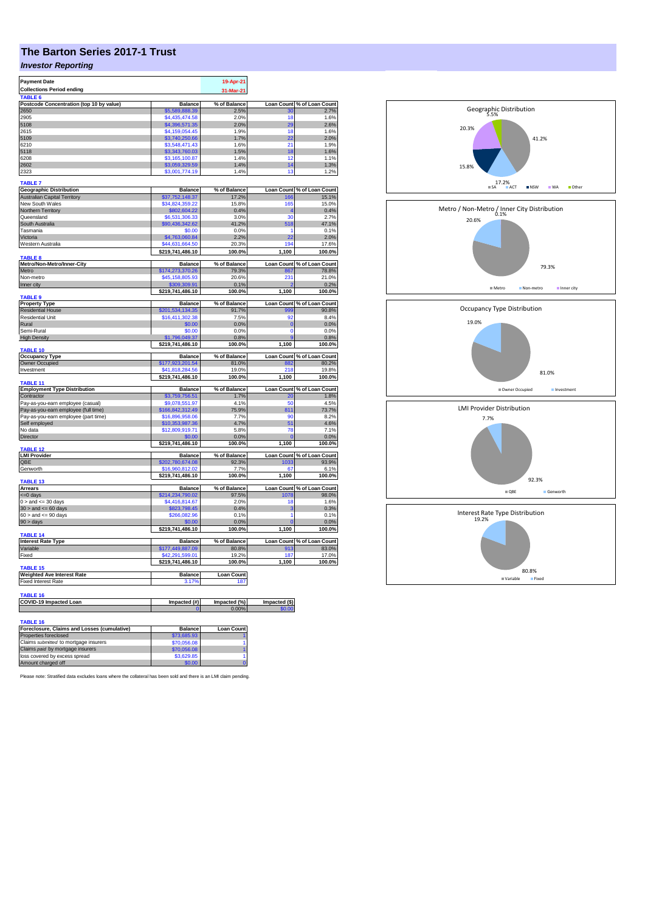# The Barton Series 2017-1 Trust

## *Investor Reporting*

| Payment Date | 19-Apr-21 |
|---|---|
| Collections Period ending | 31-Mar-21 |

**TABLE 6**

| Postcode Concentration (top 10 by value) | Balance | % of Balance | Loan Count | % of Loan Count |
|---|---|---|---|---|
| 2650 | $5,589,888.39 | 2.5% | 30 | 2.7% |
| 2905 | $4,435,474.58 | 2.0% | 18 | 1.6% |
| 5108 | $4,396,571.35 | 2.0% | 29 | 2.6% |
| 2615 | $4,159,054.45 | 1.9% | 18 | 1.6% |
| 5109 | $3,740,250.66 | 1.7% | 22 | 2.0% |
| 6210 | $3,548,471.43 | 1.6% | 21 | 1.9% |
| 5118 | $3,343,760.03 | 1.5% | 18 | 1.6% |
| 6208 | $3,165,100.87 | 1.4% | 12 | 1.1% |
| 2602 | $3,059,329.59 | 1.4% | 14 | 1.3% |
| 2323 | $3,001,774.19 | 1.4% | 13 | 1.2% |

**TABLE 7**

| Geographic Distribution | Balance | % of Balance | Loan Count | % of Loan Count |
|---|---|---|---|---|
| Australian Capital Territory | $37,752,148.37 | 17.2% | 166 | 15.1% |
| New South Wales | $34,824,359.22 | 15.8% | 165 | 15.0% |
| Northern Territory | $802,604.22 | 0.4% | 4 | 0.4% |
| Queensland | $6,531,306.33 | 3.0% | 30 | 2.7% |
| South Australia | $90,436,342.62 | 41.2% | 518 | 47.1% |
| Tasmania | $0.00 | 0.0% | 1 | 0.1% |
| Victoria | $4,763,060.84 | 2.2% | 22 | 2.0% |
| Western Australia | $44,631,664.50 | 20.3% | 194 | 17.6% |
| | $219,741,486.10 | 100.0% | 1,100 | 100.0% |

**TABLE 8**

| Metro/Non-Metro/Inner-City | Balance | % of Balance | Loan Count | % of Loan Count |
|---|---|---|---|---|
| Metro | $174,273,370.26 | 79.3% | 867 | 78.8% |
| Non-metro | $45,158,805.93 | 20.6% | 231 | 21.0% |
| Inner city | $309,309.91 | 0.1% | 2 | 0.2% |
| | $219,741,486.10 | 100.0% | 1,100 | 100.0% |

**TABLE 9**

| Property Type | Balance | % of Balance | Loan Count | % of Loan Count |
|---|---|---|---|---|
| Residential House | $201,534,134.35 | 91.7% | 999 | 90.8% |
| Residential Unit | $16,411,302.38 | 7.5% | 92 | 8.4% |
| Rural | $0.00 | 0.0% | 0 | 0.0% |
| Semi-Rural | $0.00 | 0.0% | 0 | 0.0% |
| High Density | $1,796,049.37 | 0.8% | 9 | 0.8% |
| | $219,741,486.10 | 100.0% | 1,100 | 100.0% |

**TABLE 10**

| Occupancy Type | Balance | % of Balance | Loan Count | % of Loan Count |
|---|---|---|---|---|
| Owner Occupied | $177,923,201.54 | 81.0% | 882 | 80.2% |
| Investment | $41,818,284.56 | 19.0% | 218 | 19.8% |
| | $219,741,486.10 | 100.0% | 1,100 | 100.0% |

**TABLE 11**

| Employment Type Distribution | Balance | % of Balance | Loan Count | % of Loan Count |
|---|---|---|---|---|
| Contractor | $3,759,756.51 | 1.7% | 20 | 1.8% |
| Pay-as-you-earn employee (casual) | $9,078,551.97 | 4.1% | 50 | 4.5% |
| Pay-as-you-earn employee (full time) | $166,842,312.49 | 75.9% | 811 | 73.7% |
| Pay-as-you-earn employee (part time) | $16,896,958.06 | 7.7% | 90 | 8.2% |
| Self employed | $10,353,987.36 | 4.7% | 51 | 4.6% |
| No data | $12,809,919.71 | 5.8% | 78 | 7.1% |
| Director | $0.00 | 0.0% | 0 | 0.0% |
| | $219,741,486.10 | 100.0% | 1,100 | 100.0% |

**TABLE 12**

| LMI Provider | Balance | % of Balance | Loan Count | % of Loan Count |
|---|---|---|---|---|
| QBE | $202,780,674.08 | 92.3% | 1033 | 93.9% |
| Genworth | $16,960,812.02 | 7.7% | 67 | 6.1% |
| | $219,741,486.10 | 100.0% | 1,100 | 100.0% |

**TABLE 13**

| Arrears | Balance | % of Balance | Loan Count | % of Loan Count |
|---|---|---|---|---|
| <=0 days | $214,234,790.02 | 97.5% | 1078 | 98.0% |
| 0 > and <= 30 days | $4,416,814.67 | 2.0% | 18 | 1.6% |
| 30 > and <= 60 days | $823,798.45 | 0.4% | 3 | 0.3% |
| 60 > and <= 90 days | $266,082.96 | 0.1% | 1 | 0.1% |
| 90 > days | $0.00 | 0.0% | 0 | 0.0% |
| | $219,741,486.10 | 100.0% | 1,100 | 100.0% |

**TABLE 14**

| Interest Rate Type | Balance | % of Balance | Loan Count | % of Loan Count |
|---|---|---|---|---|
| Variable | $177,449,887.09 | 80.8% | 913 | 83.0% |
| Fixed | $42,291,599.01 | 19.2% | 187 | 17.0% |
| | $219,741,486.10 | 100.0% | 1,100 | 100.0% |

**TABLE 15**

| Weighted Ave Interest Rate | Balance | Loan Count |
|---|---|---|
| Fixed Interest Rate | 3.17% | 187 |

**TABLE 16**

| COVID-19 Impacted Loan | Impacted (#) | Impacted (%) | Impacted ($) |
|---|---|---|---|
| | 0 | 0.00% | $0.00 |

**TABLE 16**

| Foreclosure, Claims and Losses (cumulative) | Balance | Loan Count |
|---|---|---|
| Properties foreclosed | $73,685.93 | 1 |
| Claims *submitted* to mortgage insurers | $70,056.08 | 1 |
| Claims *paid* by mortgage insurers | $70,056.08 | 1 |
| loss covered by excess spread | $3,629.85 | 1 |
| Amount charged off | $0.00 | 0 |

Please note: Stratified data excludes loans where the collateral has been sold and there is an LMI claim pending.

Geographic Distribution: SA 41.2%, ACT 17.2%, NSW 15.8%, WA 20.3%, Other 5.5%

Metro / Non-Metro / Inner City Distribution: Metro 79.3%, Non-metro 20.6%, Inner city 0.1%

Occupancy Type Distribution: Owner Occupied 81.0%, Investment 19.0%

LMI Provider Distribution: QBE 92.3%, Genworth 7.7%

Interest Rate Type Distribution: Variable 80.8%, Fixed 19.2%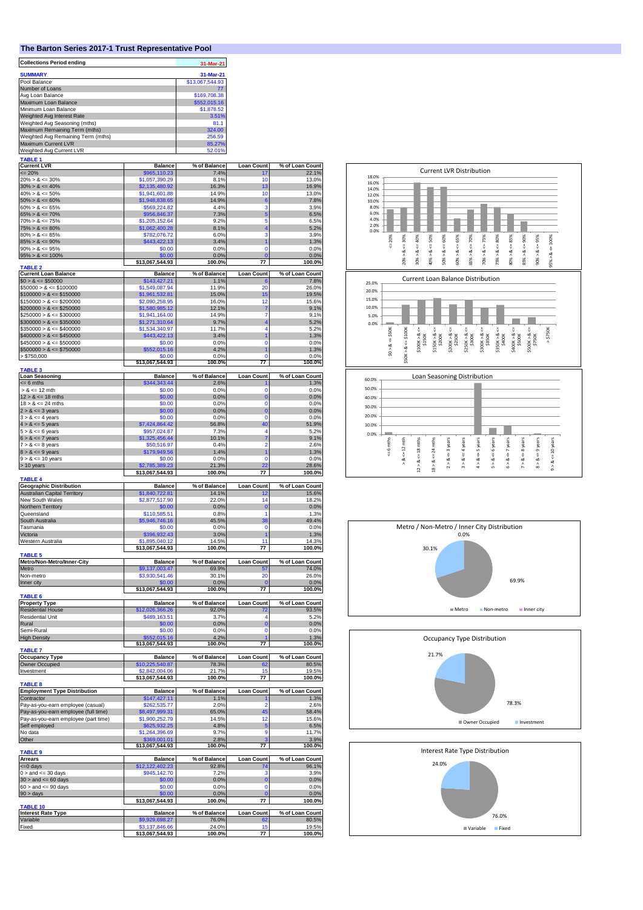# The Barton Series 2017-1 Trust Representative Pool

| Collections Period ending | 31-Mar-21 |
|---|---|

| SUMMARY | 31-Mar-21 |
|---|---|
| Pool Balance | $13,067,544.93 |
| Number of Loans | 77 |
| Avg Loan Balance | $169,708.38 |
| Maximum Loan Balance | $552,015.16 |
| Minimum Loan Balance | $1,878.52 |
| Weighted Avg Interest Rate | 3.51% |
| Weighted Avg Seasoning (mths) | 81.1 |
| Maximum Remaining Term (mths) | 324.00 |
| Weighted Avg Remaining Term (mths) | 256.59 |
| Maximum Current LVR | 85.27% |
| Weighted Avg Current LVR | 52.01% |

TABLE 1

| Current LVR | Balance | % of Balance | Loan Count | % of Loan Count |
|---|---|---|---|---|
| <= 20% | $965,110.23 | 7.4% | 17 | 22.1% |
| 20% > & <= 30% | $1,057,390.29 | 8.1% | 10 | 13.0% |
| 30% > & <= 40% | $2,135,480.92 | 16.3% | 13 | 16.9% |
| 40% > & <= 50% | $1,941,601.88 | 14.9% | 10 | 13.0% |
| 50% > & <= 60% | $1,948,838.65 | 14.9% | 6 | 7.8% |
| 60% > & <= 65% | $569,224.82 | 4.4% | 3 | 3.9% |
| 65% > & <= 70% | $956,846.37 | 7.3% | 5 | 6.5% |
| 70% > & <= 75% | $1,205,152.64 | 9.2% | 5 | 6.5% |
| 75% > & <= 80% | $1,062,400.28 | 8.1% | 4 | 5.2% |
| 80% > & <= 85% | $782,076.72 | 6.0% | 3 | 3.9% |
| 85% > & <= 90% | $443,422.13 | 3.4% | 1 | 1.3% |
| 90% > & <= 95% | $0.00 | 0.0% | 0 | 0.0% |
| 95% > & <= 100% | $0.00 | 0.0% | 0 | 0.0% |
| | $13,067,544.93 | 100.0% | 77 | 100.0% |

TABLE 2

| Current Loan Balance | Balance | % of Balance | Loan Count | % of Loan Count |
|---|---|---|---|---|
| $0 > & <= $50000 | $143,427.21 | 1.1% | 6 | 7.8% |
| $50000 > & <= $100000 | $1,549,087.94 | 11.9% | 20 | 26.0% |
| $100000 > & <= $150000 | $1,961,532.81 | 15.0% | 15 | 19.5% |
| $150000 > & <= $200000 | $2,090,258.95 | 16.0% | 12 | 15.6% |
| $200000 > & <= $250000 | $1,580,985.12 | 12.1% | 7 | 9.1% |
| $250000 > & <= $300000 | $1,941,164.00 | 14.9% | 7 | 9.1% |
| $300000 > & <= $350000 | $1,271,310.64 | 9.7% | 4 | 5.2% |
| $350000 > & <= $400000 | $1,534,340.97 | 11.7% | 4 | 5.2% |
| $400000 > & <= $450000 | $443,422.13 | 3.4% | 1 | 1.3% |
| $450000 > & <= $500000 | $0.00 | 0.0% | 0 | 0.0% |
| $500000 > & <= $750000 | $552,015.16 | 4.2% | 1 | 1.3% |
| > $750,000 | $0.00 | 0.0% | 0 | 0.0% |
| | $13,067,544.93 | 100.0% | 77 | 100.0% |

TABLE 3

| Loan Seasoning | Balance | % of Balance | Loan Count | % of Loan Count |
|---|---|---|---|---|
| <= 6 mths | $344,343.44 | 2.6% | 1 | 1.3% |
| > & <= 12 mth | $0.00 | 0.0% | 0 | 0.0% |
| 12 > & <= 18 mths | $0.00 | 0.0% | 0 | 0.0% |
| 18 > & <= 24 mths | $0.00 | 0.0% | 0 | 0.0% |
| 2 > & <= 3 years | $0.00 | 0.0% | 0 | 0.0% |
| 3 > & <= 4 years | $0.00 | 0.0% | 0 | 0.0% |
| 4 > & <= 5 years | $7,424,864.42 | 56.8% | 40 | 51.9% |
| 5 > & <= 6 years | $957,024.87 | 7.3% | 4 | 5.2% |
| 6 > & <= 7 years | $1,325,456.44 | 10.1% | 7 | 9.1% |
| 7 > & <= 8 years | $50,516.97 | 0.4% | 2 | 2.6% |
| 8 > & <= 9 years | $179,949.56 | 1.4% | 1 | 1.3% |
| 9 > & <= 10 years | $0.00 | 0.0% | 0 | 0.0% |
| > 10 years | $2,785,389.23 | 21.3% | 22 | 28.6% |
| | $13,067,544.93 | 100.0% | 77 | 100.0% |

TABLE 4

| Geographic Distribution | Balance | % of Balance | Loan Count | % of Loan Count |
|---|---|---|---|---|
| Australian Capital Territory | $1,840,722.81 | 14.1% | 12 | 15.6% |
| New South Wales | $2,877,517.90 | 22.0% | 14 | 18.2% |
| Northern Territory | $0.00 | 0.0% | 0 | 0.0% |
| Queensland | $110,585.51 | 0.8% | 1 | 1.3% |
| South Australia | $5,946,746.16 | 45.5% | 38 | 49.4% |
| Tasmania | $0.00 | 0.0% | 0 | 0.0% |
| Victoria | $396,932.43 | 3.0% | 1 | 1.3% |
| Western Australia | $1,895,040.12 | 14.5% | 11 | 14.3% |
| | $13,067,544.93 | 100.0% | 77 | 100.0% |

TABLE 5

| Metro/Non-Metro/Inner-City | Balance | % of Balance | Loan Count | % of Loan Count |
|---|---|---|---|---|
| Metro | $9,137,003.47 | 69.9% | 57 | 74.0% |
| Non-metro | $3,930,541.46 | 30.1% | 20 | 26.0% |
| Inner city | $0.00 | 0.0% | 0 | 0.0% |
| | $13,067,544.93 | 100.0% | 77 | 100.0% |

TABLE 6

| Property Type | Balance | % of Balance | Loan Count | % of Loan Count |
|---|---|---|---|---|
| Residential House | $12,026,366.26 | 92.0% | 72 | 93.5% |
| Residential Unit | $489,163.51 | 3.7% | 4 | 5.2% |
| Rural | $0.00 | 0.0% | 0 | 0.0% |
| Semi-Rural | $0.00 | 0.0% | 0 | 0.0% |
| High Density | $552,015.16 | 4.2% | 1 | 1.3% |
| | $13,067,544.93 | 100.0% | 77 | 100.0% |

TABLE 7

| Occupancy Type | Balance | % of Balance | Loan Count | % of Loan Count |
|---|---|---|---|---|
| Owner Occupied | $10,225,540.87 | 78.3% | 62 | 80.5% |
| Investment | $2,842,004.06 | 21.7% | 15 | 19.5% |
| | $13,067,544.93 | 100.0% | 77 | 100.0% |

TABLE 8

| Employment Type Distribution | Balance | % of Balance | Loan Count | % of Loan Count |
|---|---|---|---|---|
| Contractor | $147,427.11 | 1.1% | 1 | 1.3% |
| Pay-as-you-earn employee (casual) | $262,535.77 | 2.0% | 2 | 2.6% |
| Pay-as-you-earn employee (full time) | $8,497,999.31 | 65.0% | 45 | 58.4% |
| Pay-as-you-earn employee (part time) | $1,900,252.79 | 14.5% | 12 | 15.6% |
| Self employed | $625,932.25 | 4.8% | 5 | 6.5% |
| No data | $1,264,396.69 | 9.7% | 9 | 11.7% |
| Other | $369,001.01 | 2.8% | 3 | 3.9% |
| | $13,067,544.93 | 100.0% | 77 | 100.0% |

TABLE 9

| Arrears | Balance | % of Balance | Loan Count | % of Loan Count |
|---|---|---|---|---|
| <=0 days | $12,122,402.23 | 92.8% | 74 | 96.1% |
| 0 > and <= 30 days | $945,142.70 | 7.2% | 3 | 3.9% |
| 30 > and <= 60 days | $0.00 | 0.0% | 0 | 0.0% |
| 60 > and <= 90 days | $0.00 | 0.0% | 0 | 0.0% |
| 90 > days | $0.00 | 0.0% | 0 | 0.0% |
| | $13,067,544.93 | 100.0% | 77 | 100.0% |

TABLE 10

| Interest Rate Type | Balance | % of Balance | Loan Count | % of Loan Count |
|---|---|---|---|---|
| Variable | $9,929,698.27 | 76.0% | 62 | 80.5% |
| Fixed | $3,137,846.66 | 24.0% | 15 | 19.5% |
| | $13,067,544.93 | 100.0% | 77 | 100.0% |

Current LVR Distribution

Current Loan Balance Distribution

Loan Seasoning Distribution

Metro / Non-Metro / Inner City Distribution

0.0%
30.1%
69.9%
Metro
Non-metro
Inner city

Occupancy Type Distribution

21.7%
78.3%
Owner Occupied
Investment

Interest Rate Type Distribution

24.0%
76.0%
Variable
Fixed